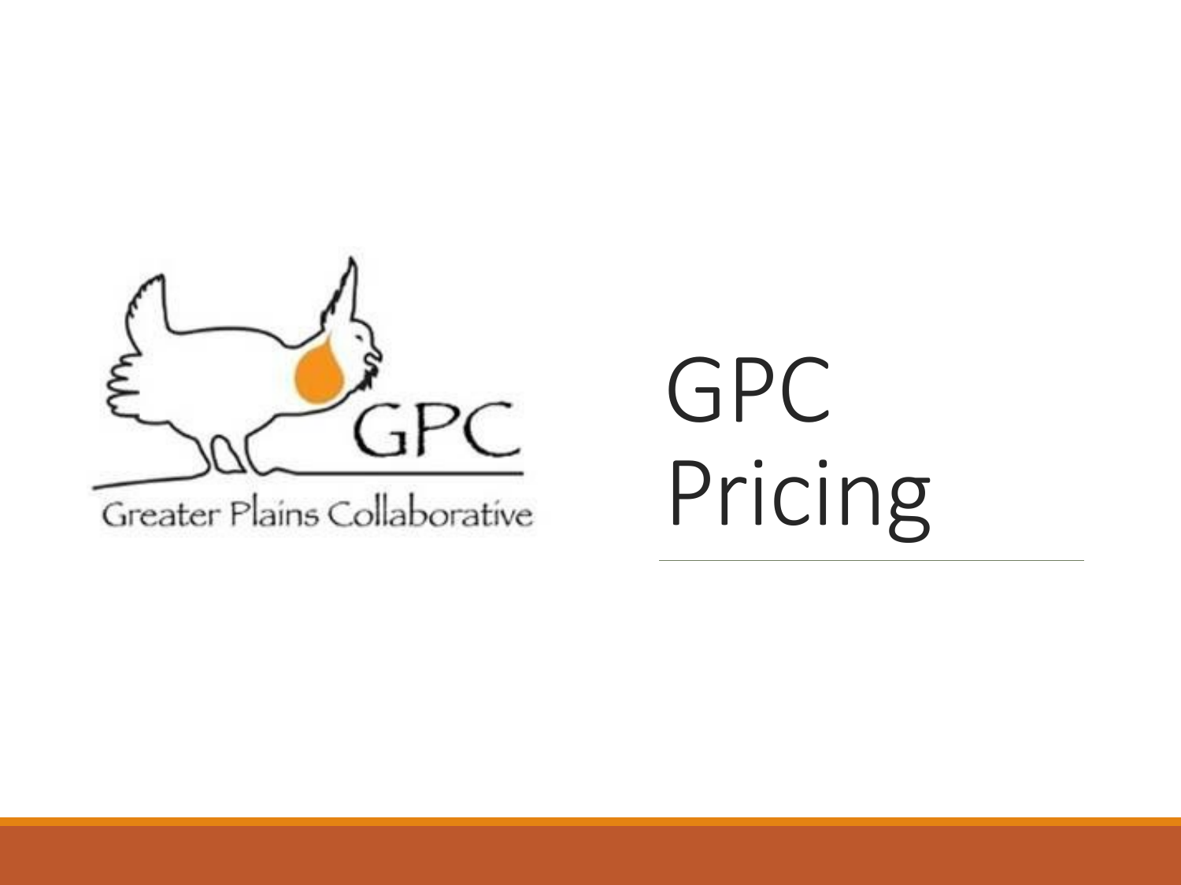GPC

Greater Plains Collaborative

# GPC Pricing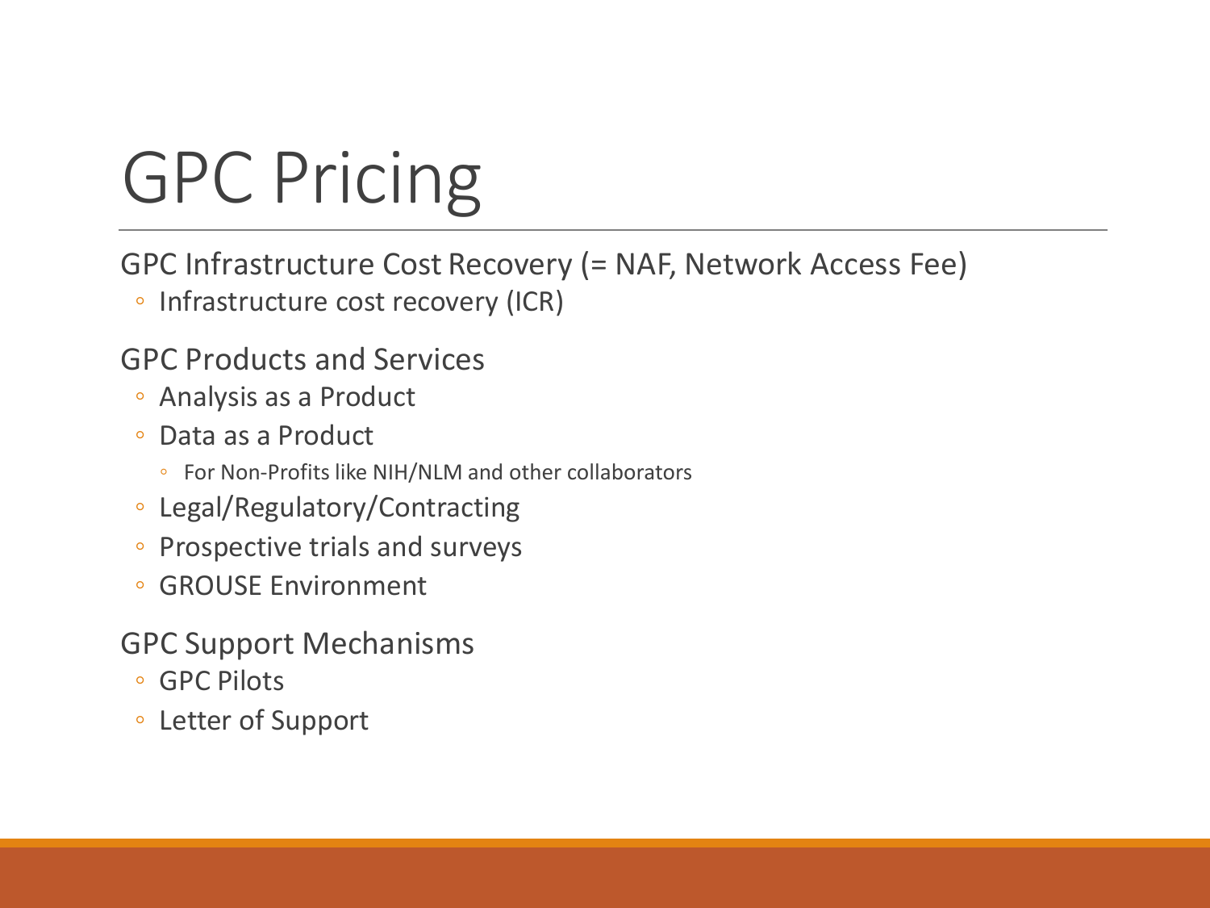# GPC Pricing

GPC Infrastructure Cost Recovery (= NAF, Network Access Fee)

- Infrastructure cost recovery (ICR)

GPC Products and Services

- Analysis as a Product
- Data as a Product
  - For Non-Profits like NIH/NLM and other collaborators
- Legal/Regulatory/Contracting
- Prospective trials and surveys
- GROUSE Environment

GPC Support Mechanisms

- GPC Pilots
- Letter of Support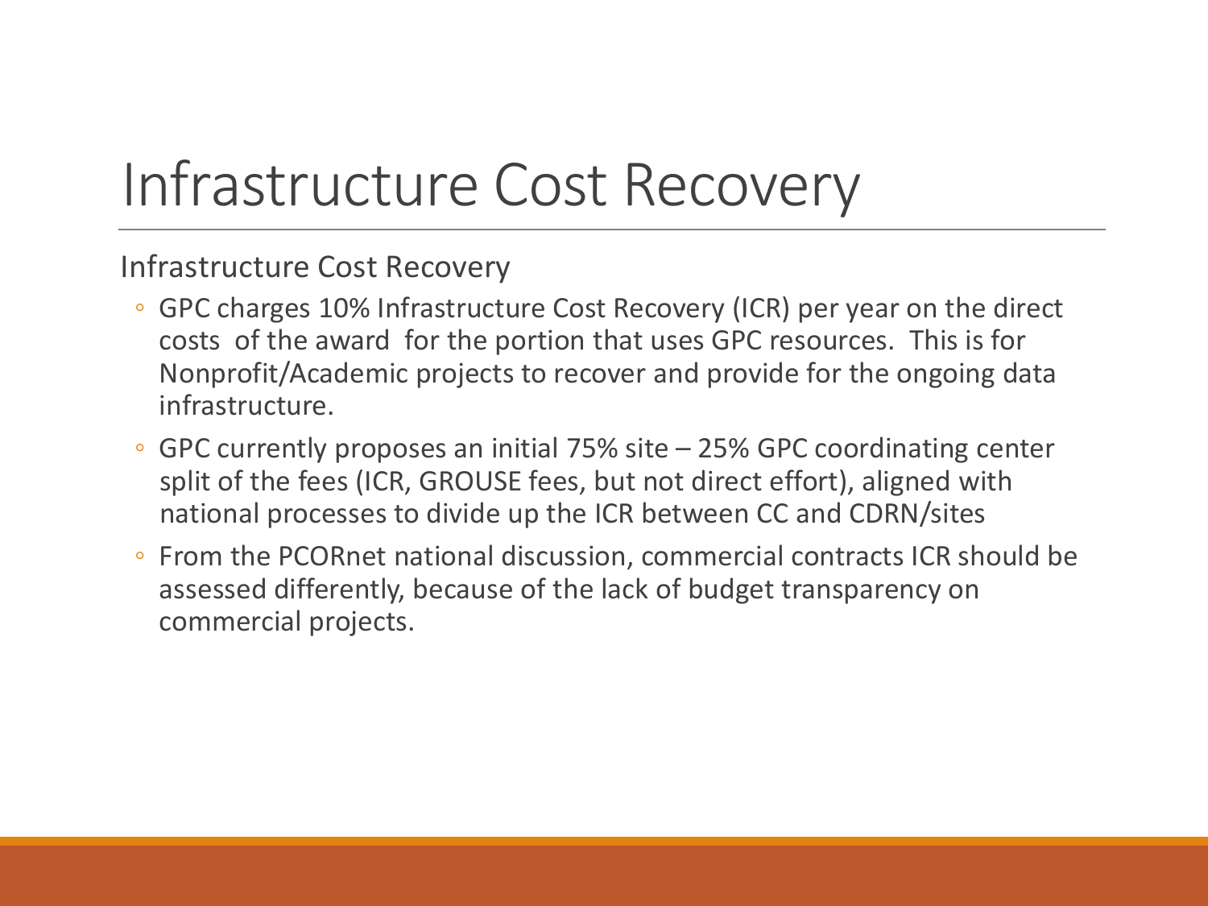# Infrastructure Cost Recovery

Infrastructure Cost Recovery

- GPC charges 10% Infrastructure Cost Recovery (ICR) per year on the direct costs of the award for the portion that uses GPC resources. This is for Nonprofit/Academic projects to recover and provide for the ongoing data infrastructure.
- GPC currently proposes an initial 75% site – 25% GPC coordinating center split of the fees (ICR, GROUSE fees, but not direct effort), aligned with national processes to divide up the ICR between CC and CDRN/sites
- From the PCORnet national discussion, commercial contracts ICR should be assessed differently, because of the lack of budget transparency on commercial projects.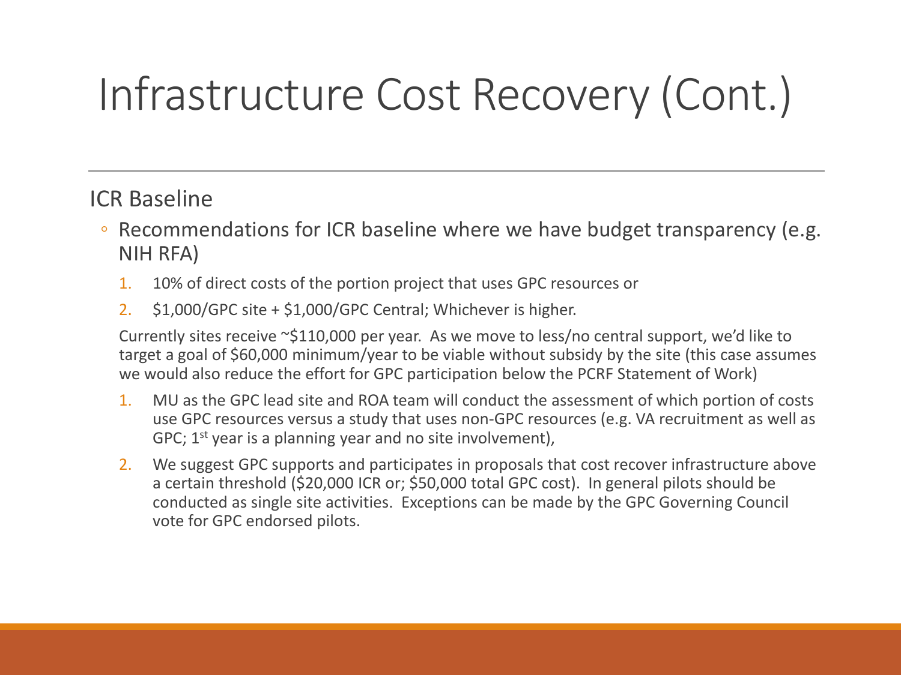# Infrastructure Cost Recovery (Cont.)

## ICR Baseline

- Recommendations for ICR baseline where we have budget transparency (e.g. NIH RFA)
  1. 10% of direct costs of the portion project that uses GPC resources or
  2. $1,000/GPC site + $1,000/GPC Central; Whichever is higher.

  Currently sites receive ~$110,000 per year. As we move to less/no central support, we'd like to target a goal of $60,000 minimum/year to be viable without subsidy by the site (this case assumes we would also reduce the effort for GPC participation below the PCRF Statement of Work)

  1. MU as the GPC lead site and ROA team will conduct the assessment of which portion of costs use GPC resources versus a study that uses non-GPC resources (e.g. VA recruitment as well as GPC; 1st year is a planning year and no site involvement),
  2. We suggest GPC supports and participates in proposals that cost recover infrastructure above a certain threshold ($20,000 ICR or; $50,000 total GPC cost). In general pilots should be conducted as single site activities. Exceptions can be made by the GPC Governing Council vote for GPC endorsed pilots.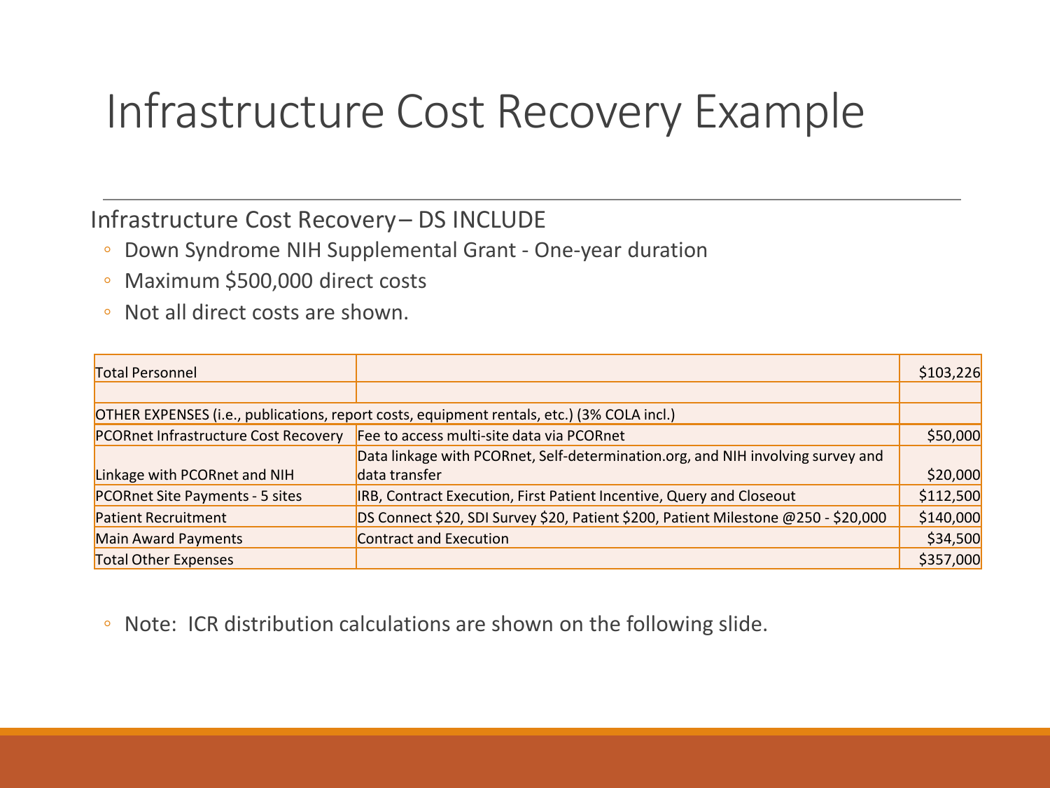# Infrastructure Cost Recovery Example

Infrastructure Cost Recovery– DS INCLUDE

- Down Syndrome NIH Supplemental Grant - One-year duration
- Maximum $500,000 direct costs
- Not all direct costs are shown.

| Total Personnel | | $103,226 |
| --- | --- | --- |
| | | |
| OTHER EXPENSES (i.e., publications, report costs, equipment rentals, etc.) (3% COLA incl.) | | |
| PCORnet Infrastructure Cost Recovery | Fee to access multi-site data via PCORnet | $50,000 |
| Linkage with PCORnet and NIH | Data linkage with PCORnet, Self-determination.org, and NIH involving survey and data transfer | $20,000 |
| PCORnet Site Payments - 5 sites | IRB, Contract Execution, First Patient Incentive, Query and Closeout | $112,500 |
| Patient Recruitment | DS Connect $20, SDI Survey $20, Patient $200, Patient Milestone @250 - $20,000 | $140,000 |
| Main Award Payments | Contract and Execution | $34,500 |
| Total Other Expenses | | $357,000 |

- Note: ICR distribution calculations are shown on the following slide.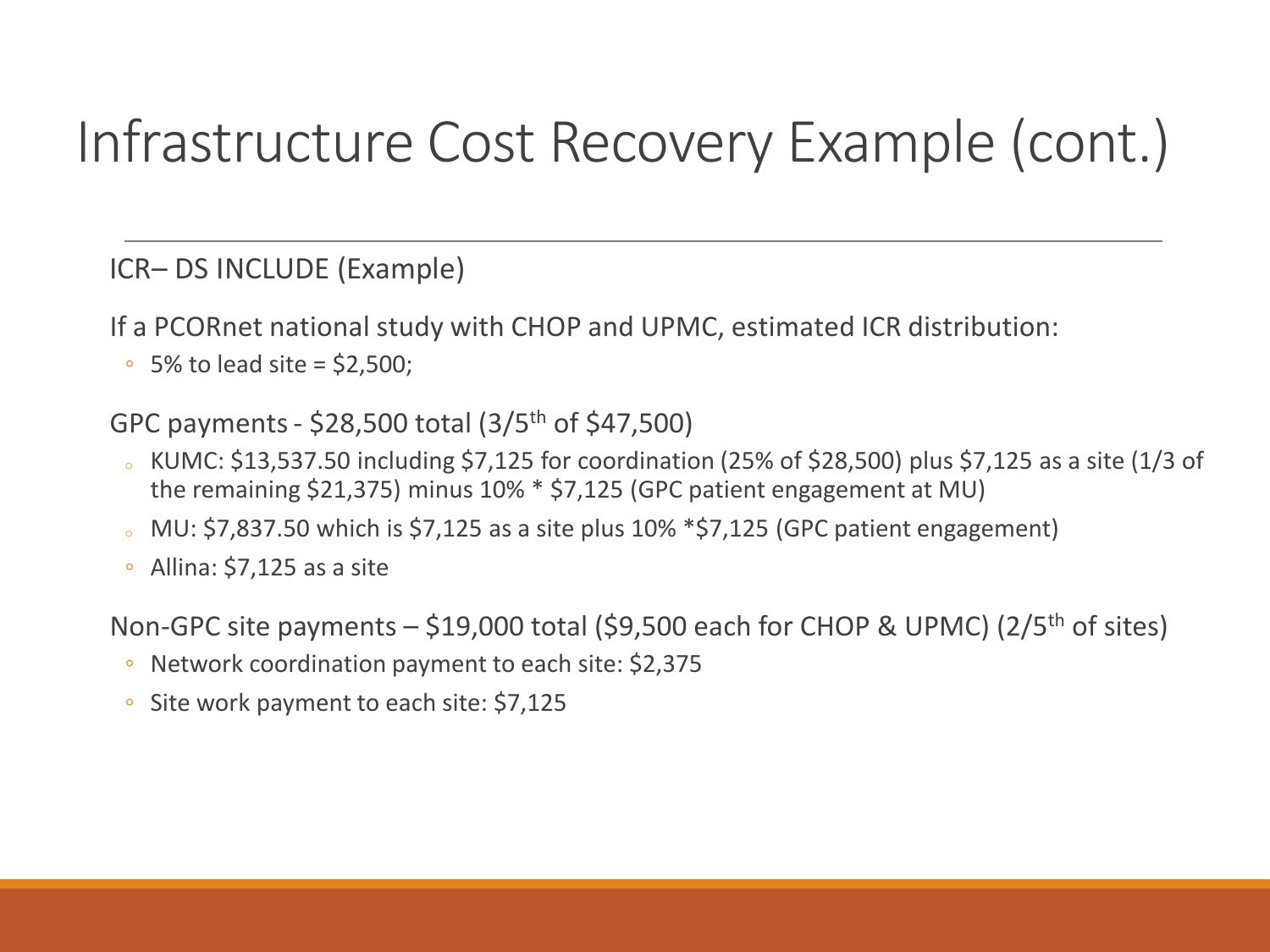# Infrastructure Cost Recovery Example (cont.)

ICR– DS INCLUDE (Example)

If a PCORnet national study with CHOP and UPMC, estimated ICR distribution:

- 5% to lead site = $2,500;

GPC payments - $28,500 total (3/5th of $47,500)

- KUMC: $13,537.50 including $7,125 for coordination (25% of $28,500) plus $7,125 as a site (1/3 of the remaining $21,375) minus 10% * $7,125 (GPC patient engagement at MU)
- MU: $7,837.50 which is $7,125 as a site plus 10% *$7,125 (GPC patient engagement)
- Allina: $7,125 as a site

Non-GPC site payments – $19,000 total ($9,500 each for CHOP & UPMC) (2/5th of sites)

- Network coordination payment to each site: $2,375
- Site work payment to each site: $7,125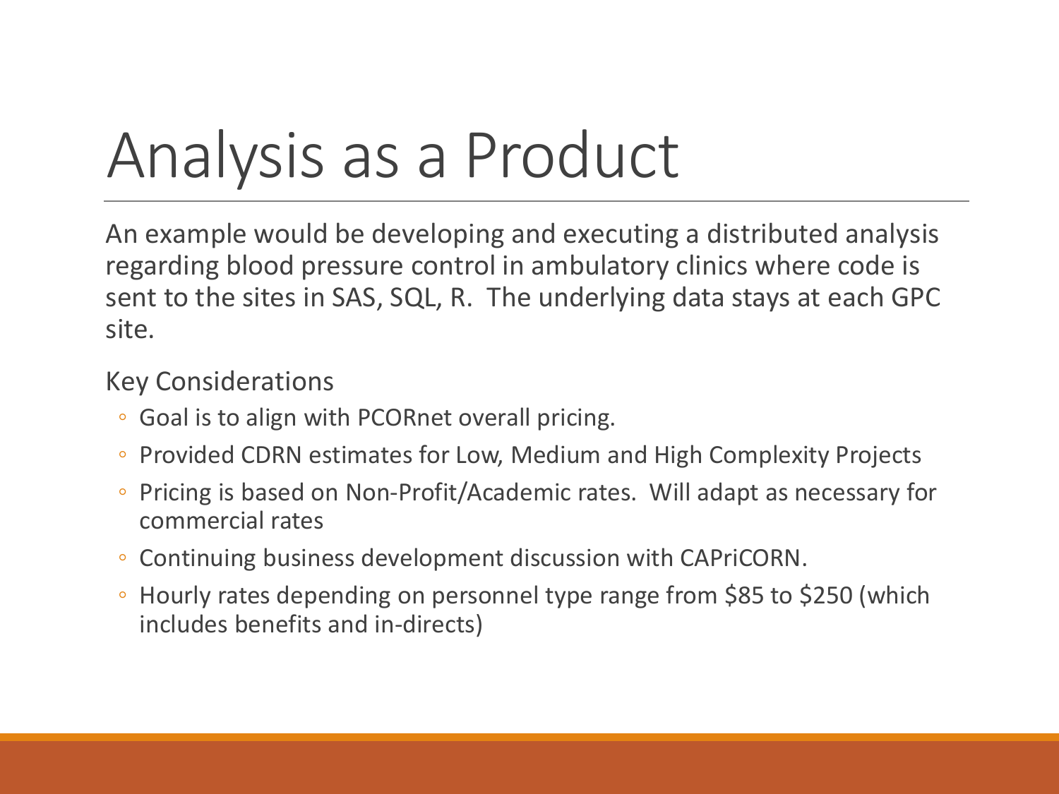# Analysis as a Product

An example would be developing and executing a distributed analysis regarding blood pressure control in ambulatory clinics where code is sent to the sites in SAS, SQL, R. The underlying data stays at each GPC site.

Key Considerations

- Goal is to align with PCORnet overall pricing.
- Provided CDRN estimates for Low, Medium and High Complexity Projects
- Pricing is based on Non-Profit/Academic rates. Will adapt as necessary for commercial rates
- Continuing business development discussion with CAPriCORN.
- Hourly rates depending on personnel type range from $85 to $250 (which includes benefits and in-directs)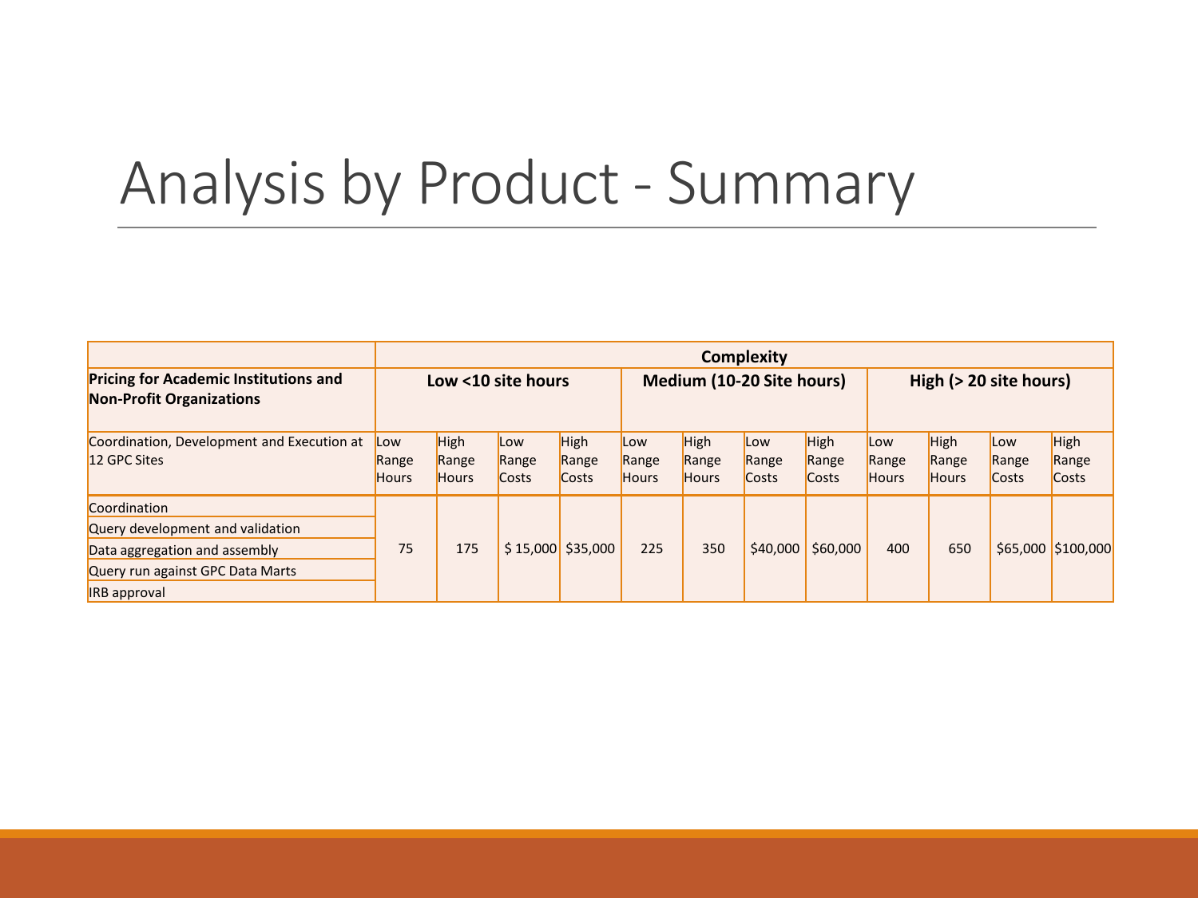# Analysis by Product - Summary

| | Complexity | | | | | | | | | | | |
|---|---|---|---|---|---|---|---|---|---|---|---|---|
| **Pricing for Academic Institutions and Non-Profit Organizations** | **Low <10 site hours** | | | | **Medium (10-20 Site hours)** | | | | **High (> 20 site hours)** | | | |
| Coordination, Development and Execution at 12 GPC Sites | Low Range Hours | High Range Hours | Low Range Costs | High Range Costs | Low Range Hours | High Range Hours | Low Range Costs | High Range Costs | Low Range Hours | High Range Hours | Low Range Costs | High Range Costs |
| Coordination<br>Query development and validation<br>Data aggregation and assembly<br>Query run against GPC Data Marts<br>IRB approval | 75 | 175 | $ 15,000 | $35,000 | 225 | 350 | $40,000 | $60,000 | 400 | 650 | $65,000 | $100,000 |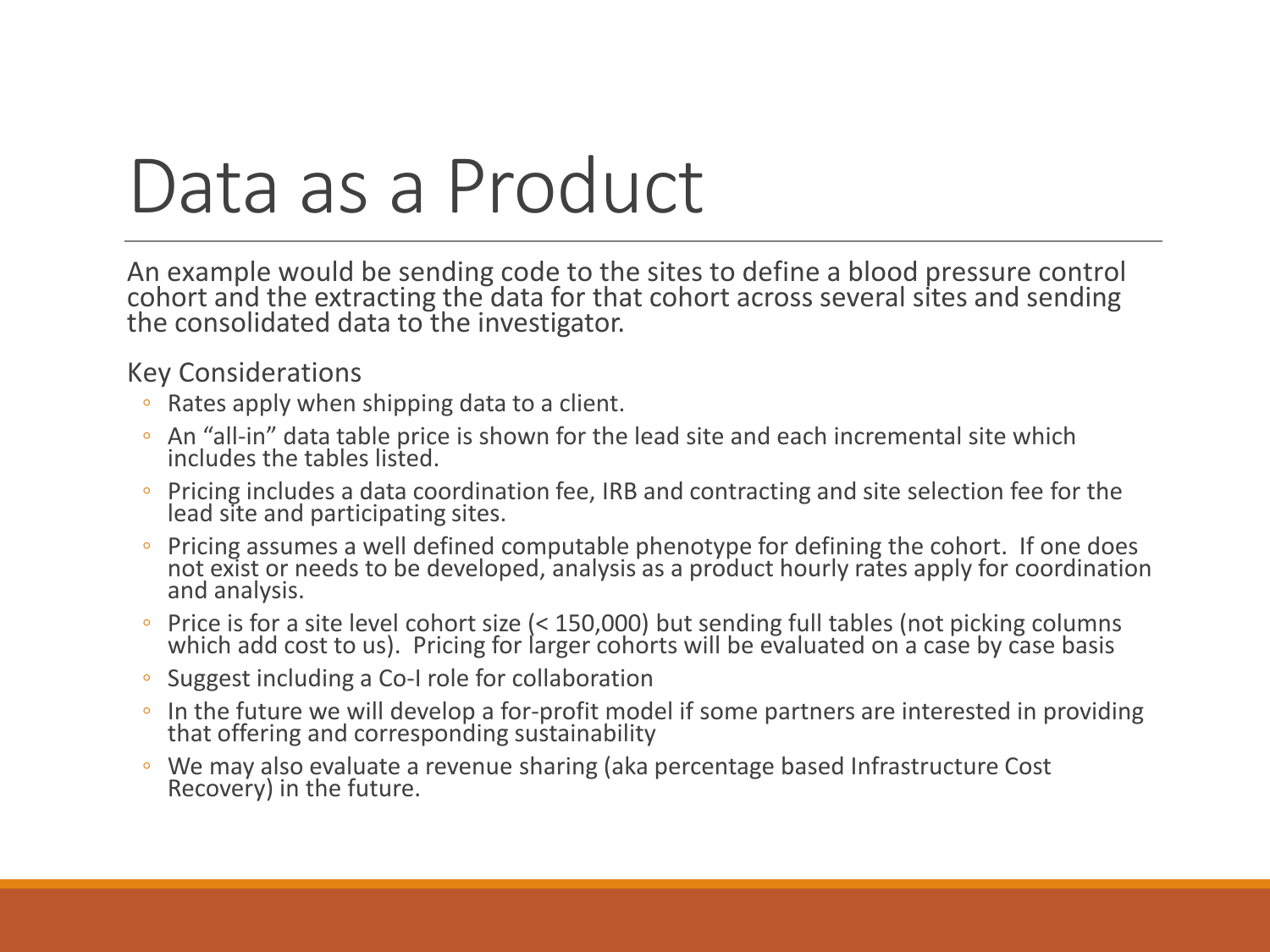# Data as a Product

An example would be sending code to the sites to define a blood pressure control cohort and the extracting the data for that cohort across several sites and sending the consolidated data to the investigator.

Key Considerations

- Rates apply when shipping data to a client.
- An "all-in" data table price is shown for the lead site and each incremental site which includes the tables listed.
- Pricing includes a data coordination fee, IRB and contracting and site selection fee for the lead site and participating sites.
- Pricing assumes a well defined computable phenotype for defining the cohort. If one does not exist or needs to be developed, analysis as a product hourly rates apply for coordination and analysis.
- Price is for a site level cohort size (< 150,000) but sending full tables (not picking columns which add cost to us). Pricing for larger cohorts will be evaluated on a case by case basis
- Suggest including a Co-I role for collaboration
- In the future we will develop a for-profit model if some partners are interested in providing that offering and corresponding sustainability
- We may also evaluate a revenue sharing (aka percentage based Infrastructure Cost Recovery) in the future.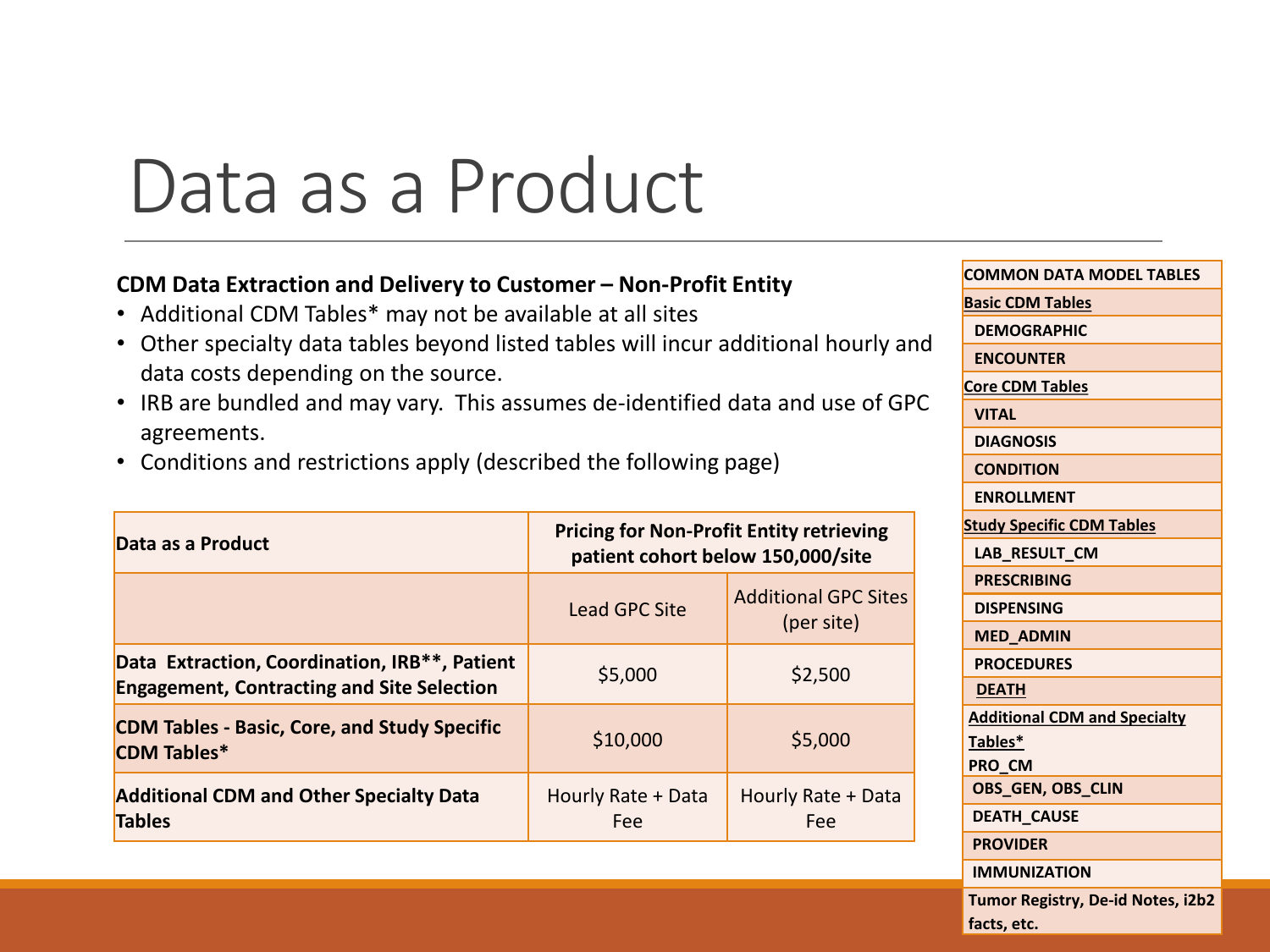# Data as a Product

**CDM Data Extraction and Delivery to Customer – Non-Profit Entity**

- Additional CDM Tables* may not be available at all sites
- Other specialty data tables beyond listed tables will incur additional hourly and data costs depending on the source.
- IRB are bundled and may vary. This assumes de-identified data and use of GPC agreements.
- Conditions and restrictions apply (described the following page)

| Data as a Product | Pricing for Non-Profit Entity retrieving patient cohort below 150,000/site | |
|---|---|---|
| | Lead GPC Site | Additional GPC Sites (per site) |
| **Data Extraction, Coordination, IRB**, Patient Engagement, Contracting and Site Selection** | $5,000 | $2,500 |
| **CDM Tables - Basic, Core, and Study Specific CDM Tables*** | $10,000 | $5,000 |
| **Additional CDM and Other Specialty Data Tables** | Hourly Rate + Data Fee | Hourly Rate + Data Fee |

| COMMON DATA MODEL TABLES |
|---|
| **Basic CDM Tables** |
| DEMOGRAPHIC |
| ENCOUNTER |
| **Core CDM Tables** |
| VITAL |
| DIAGNOSIS |
| CONDITION |
| ENROLLMENT |
| **Study Specific CDM Tables** |
| LAB_RESULT_CM |
| PRESCRIBING |
| DISPENSING |
| MED_ADMIN |
| PROCEDURES |
| DEATH |
| **Additional CDM and Specialty Tables*** |
| PRO_CM |
| OBS_GEN, OBS_CLIN |
| DEATH_CAUSE |
| PROVIDER |
| IMMUNIZATION |
| Tumor Registry, De-id Notes, i2b2 facts, etc. |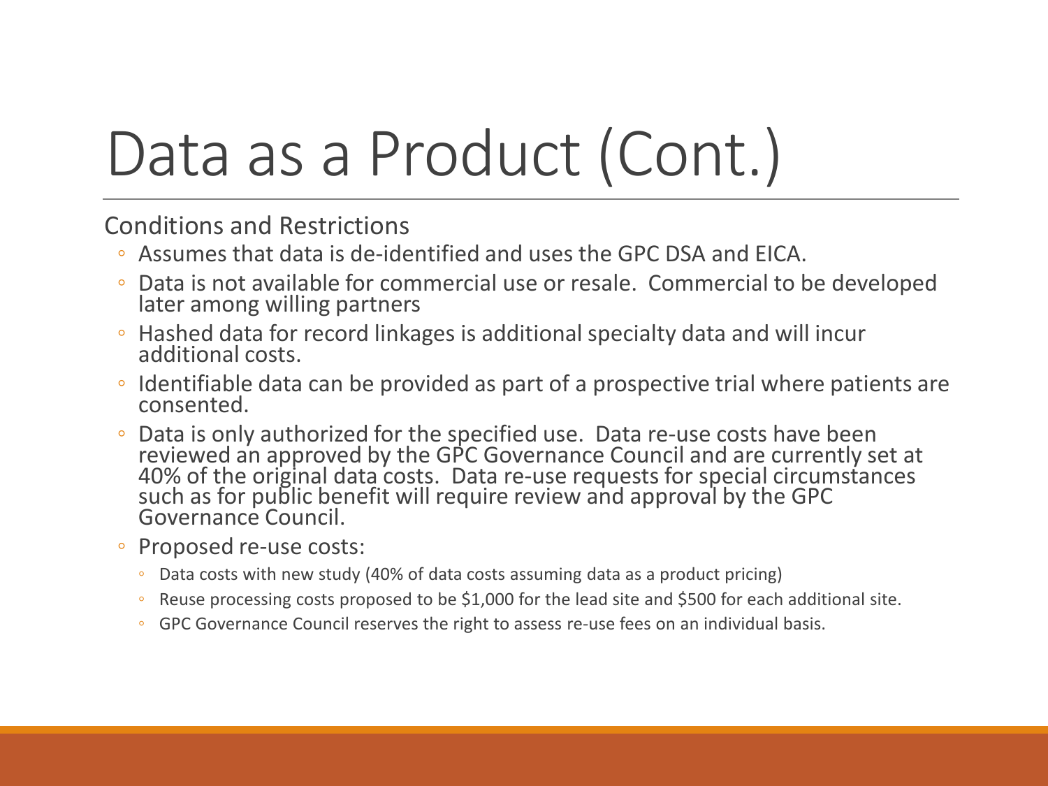# Data as a Product (Cont.)

Conditions and Restrictions

- Assumes that data is de-identified and uses the GPC DSA and EICA.
- Data is not available for commercial use or resale. Commercial to be developed later among willing partners
- Hashed data for record linkages is additional specialty data and will incur additional costs.
- Identifiable data can be provided as part of a prospective trial where patients are consented.
- Data is only authorized for the specified use. Data re-use costs have been reviewed an approved by the GPC Governance Council and are currently set at 40% of the original data costs. Data re-use requests for special circumstances such as for public benefit will require review and approval by the GPC Governance Council.
- Proposed re-use costs:
  - Data costs with new study (40% of data costs assuming data as a product pricing)
  - Reuse processing costs proposed to be $1,000 for the lead site and $500 for each additional site.
  - GPC Governance Council reserves the right to assess re-use fees on an individual basis.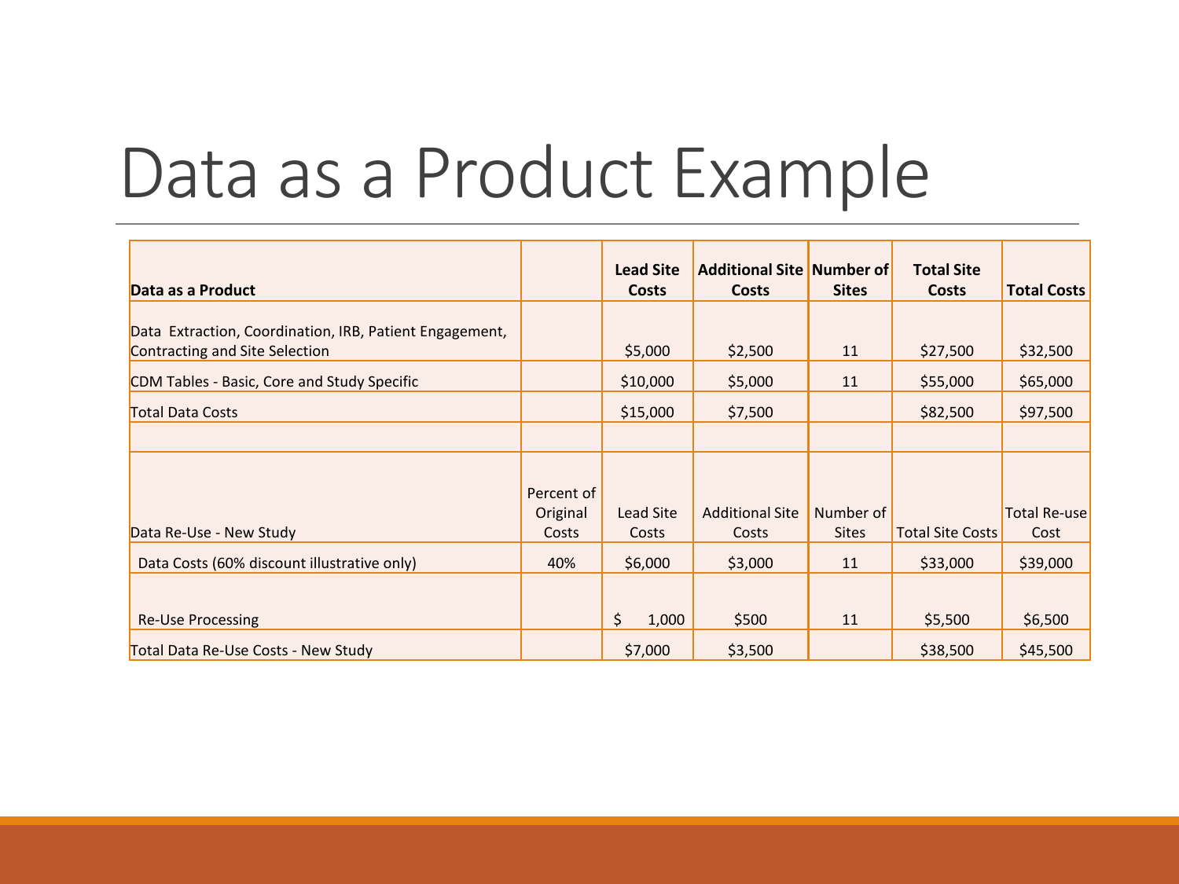# Data as a Product Example

| Data as a Product | | Lead Site Costs | Additional Site Costs | Number of Sites | Total Site Costs | Total Costs |
|---|---|---|---|---|---|---|
| Data Extraction, Coordination, IRB, Patient Engagement, Contracting and Site Selection | | $5,000 | $2,500 | 11 | $27,500 | $32,500 |
| CDM Tables - Basic, Core and Study Specific | | $10,000 | $5,000 | 11 | $55,000 | $65,000 |
| Total Data Costs | | $15,000 | $7,500 | | $82,500 | $97,500 |
| | | | | | | |
| Data Re-Use - New Study | Percent of Original Costs | Lead Site Costs | Additional Site Costs | Number of Sites | Total Site Costs | Total Re-use Cost |
| Data Costs (60% discount illustrative only) | 40% | $6,000 | $3,000 | 11 | $33,000 | $39,000 |
| Re-Use Processing | | $ 1,000 | $500 | 11 | $5,500 | $6,500 |
| Total Data Re-Use Costs - New Study | | $7,000 | $3,500 | | $38,500 | $45,500 |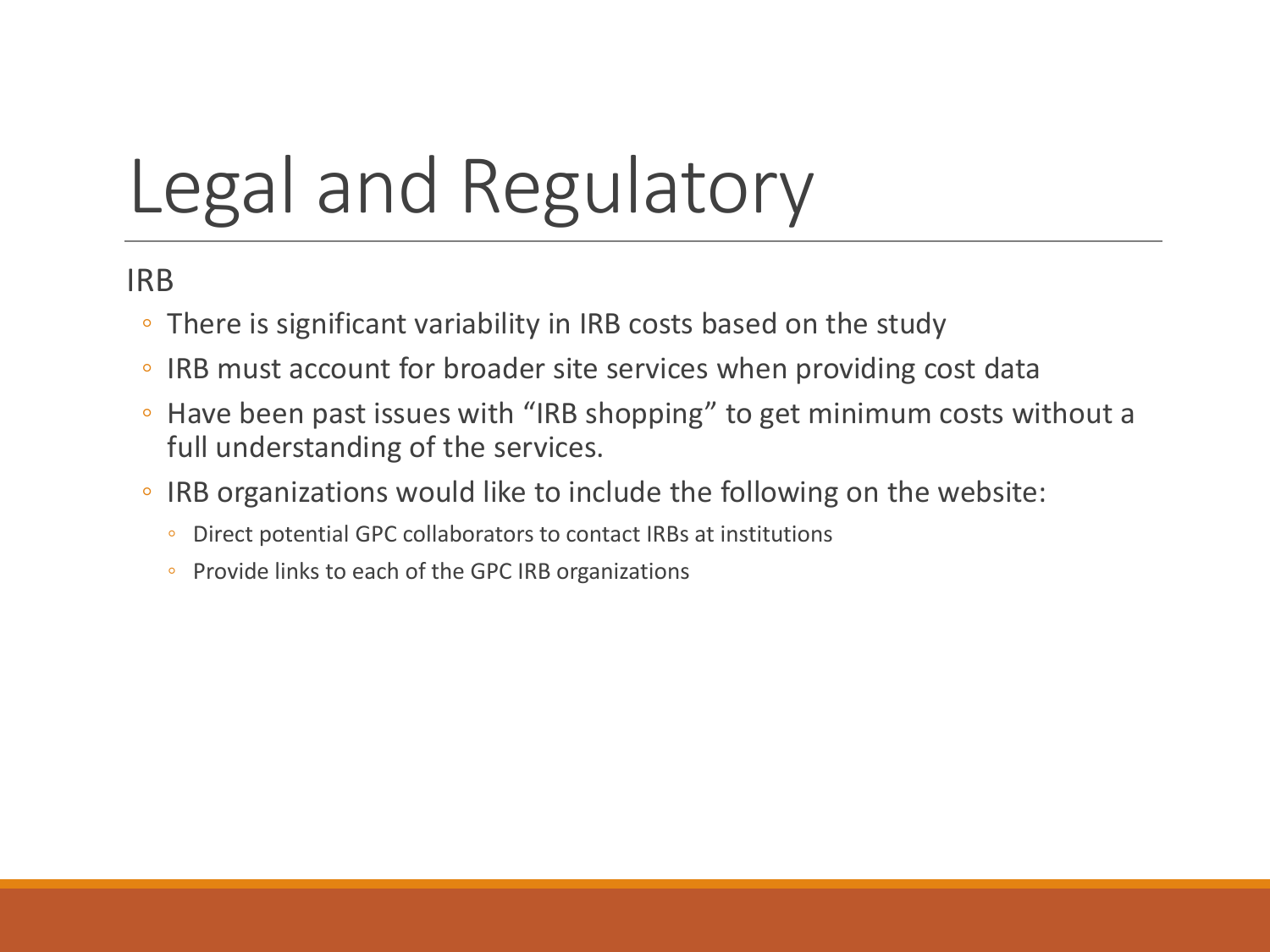# Legal and Regulatory

IRB

- There is significant variability in IRB costs based on the study
- IRB must account for broader site services when providing cost data
- Have been past issues with "IRB shopping" to get minimum costs without a full understanding of the services.
- IRB organizations would like to include the following on the website:
  - Direct potential GPC collaborators to contact IRBs at institutions
  - Provide links to each of the GPC IRB organizations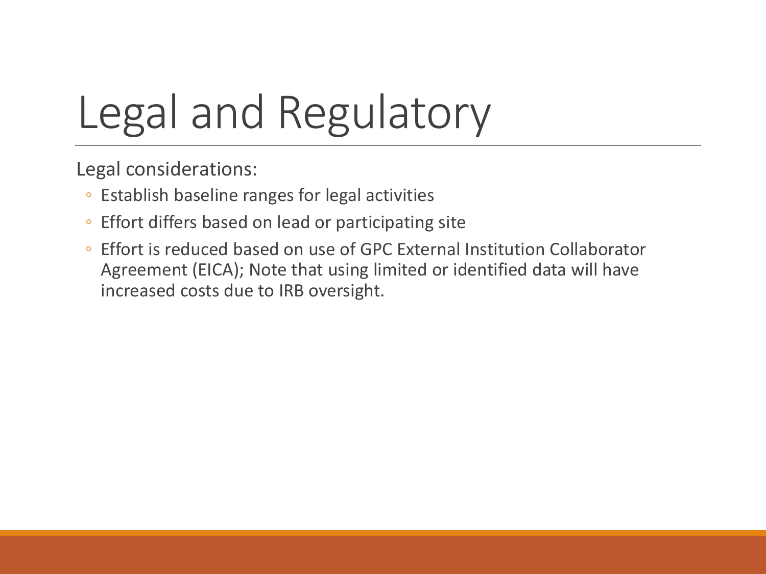# Legal and Regulatory

Legal considerations:

- Establish baseline ranges for legal activities
- Effort differs based on lead or participating site
- Effort is reduced based on use of GPC External Institution Collaborator Agreement (EICA); Note that using limited or identified data will have increased costs due to IRB oversight.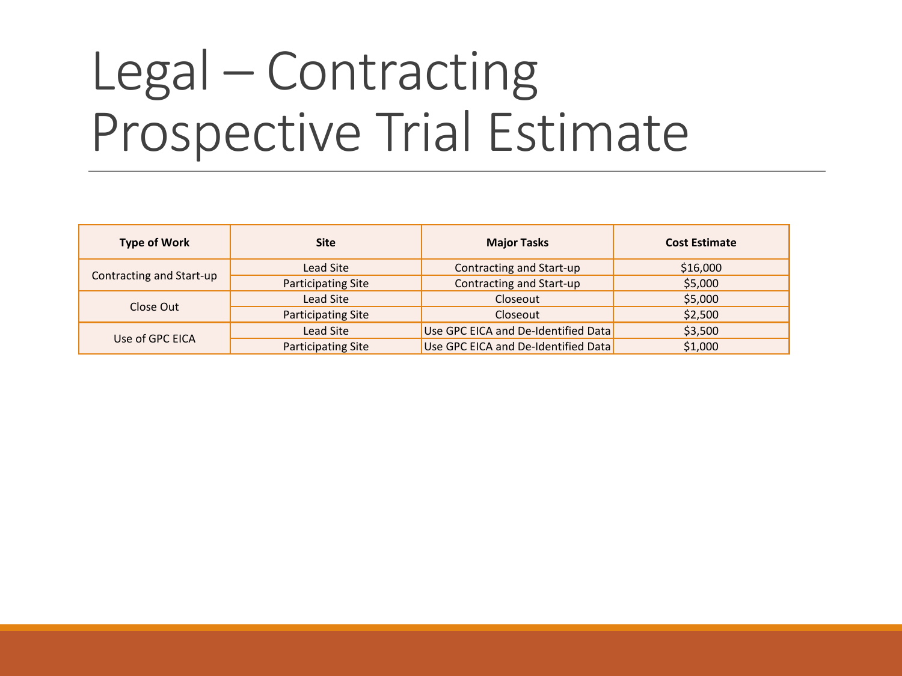# Legal – Contracting Prospective Trial Estimate

| Type of Work | Site | Major Tasks | Cost Estimate |
|---|---|---|---|
| Contracting and Start-up | Lead Site | Contracting and Start-up | $16,000 |
| | Participating Site | Contracting and Start-up | $5,000 |
| Close Out | Lead Site | Closeout | $5,000 |
| | Participating Site | Closeout | $2,500 |
| Use of GPC EICA | Lead Site | Use GPC EICA and De-Identified Data | $3,500 |
| | Participating Site | Use GPC EICA and De-Identified Data | $1,000 |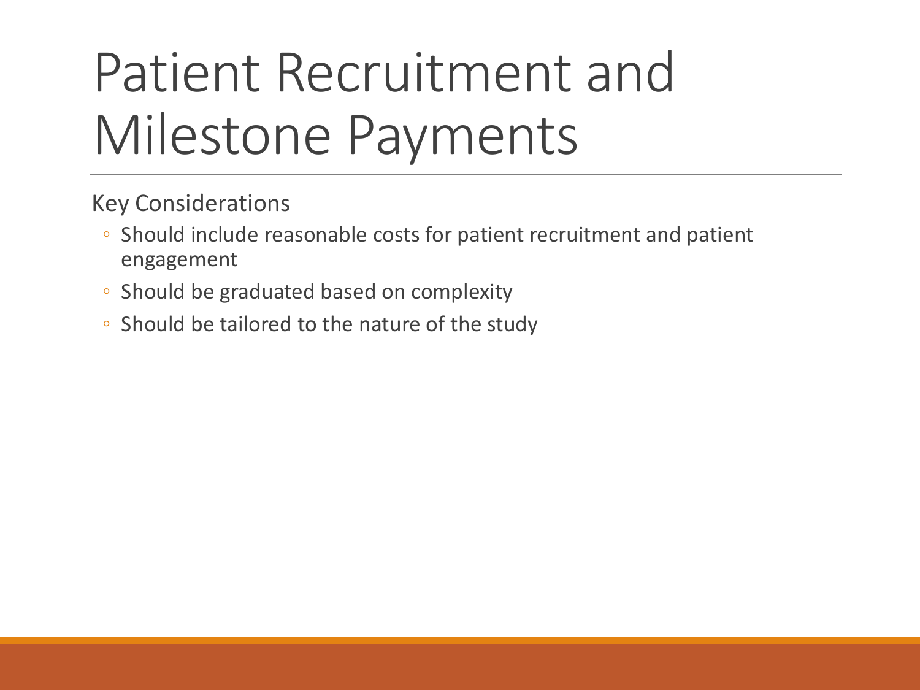# Patient Recruitment and Milestone Payments

Key Considerations

- Should include reasonable costs for patient recruitment and patient engagement
- Should be graduated based on complexity
- Should be tailored to the nature of the study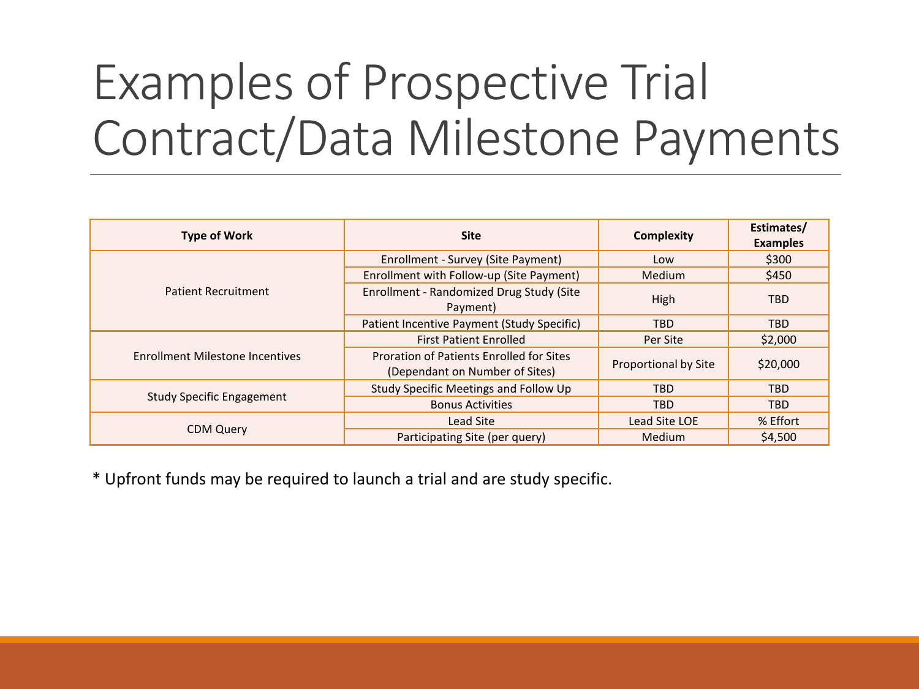# Examples of Prospective Trial Contract/Data Milestone Payments

| Type of Work | Site | Complexity | Estimates/ Examples |
|---|---|---|---|
| Patient Recruitment | Enrollment - Survey (Site Payment) | Low | $300 |
| | Enrollment with Follow-up (Site Payment) | Medium | $450 |
| | Enrollment - Randomized Drug Study (Site Payment) | High | TBD |
| | Patient Incentive Payment (Study Specific) | TBD | TBD |
| Enrollment Milestone Incentives | First Patient Enrolled | Per Site | $2,000 |
| | Proration of Patients Enrolled for Sites (Dependant on Number of Sites) | Proportional by Site | $20,000 |
| Study Specific Engagement | Study Specific Meetings and Follow Up | TBD | TBD |
| | Bonus Activities | TBD | TBD |
| CDM Query | Lead Site | Lead Site LOE | % Effort |
| | Participating Site (per query) | Medium | $4,500 |

* Upfront funds may be required to launch a trial and are study specific.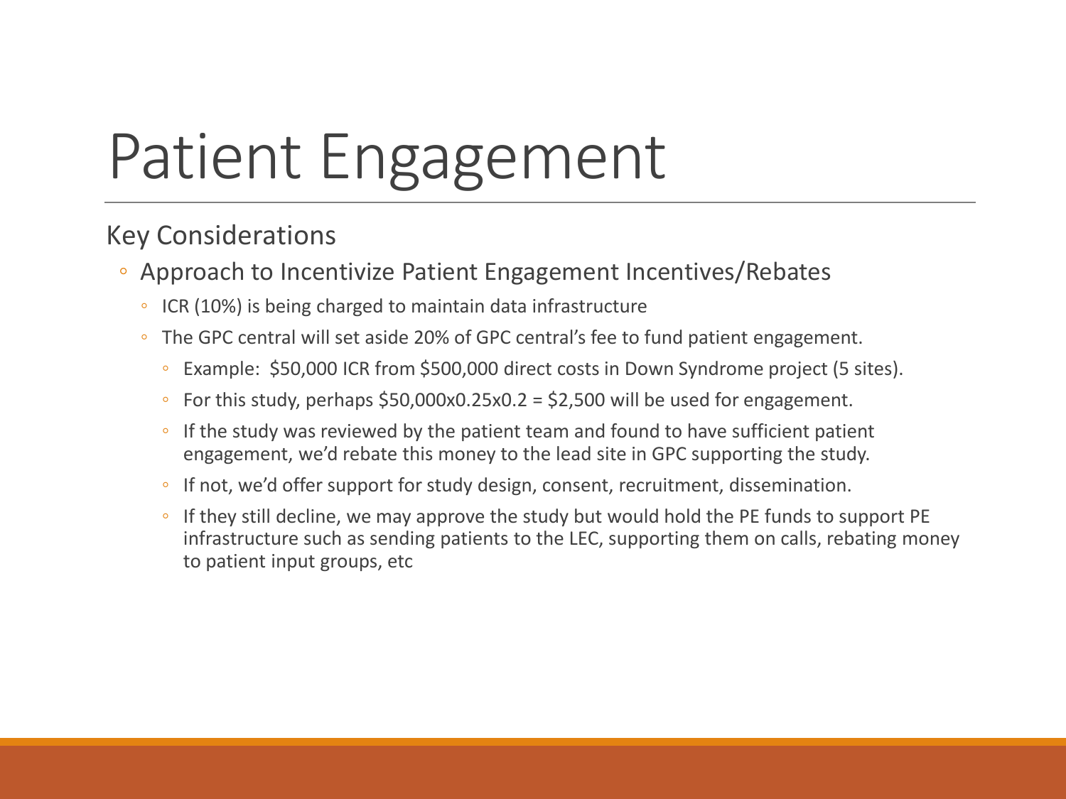# Patient Engagement

## Key Considerations

- Approach to Incentivize Patient Engagement Incentives/Rebates
  - ICR (10%) is being charged to maintain data infrastructure
  - The GPC central will set aside 20% of GPC central's fee to fund patient engagement.
    - Example: $50,000 ICR from $500,000 direct costs in Down Syndrome project (5 sites).
    - For this study, perhaps $50,000x0.25x0.2 = $2,500 will be used for engagement.
    - If the study was reviewed by the patient team and found to have sufficient patient engagement, we'd rebate this money to the lead site in GPC supporting the study.
    - If not, we'd offer support for study design, consent, recruitment, dissemination.
    - If they still decline, we may approve the study but would hold the PE funds to support PE infrastructure such as sending patients to the LEC, supporting them on calls, rebating money to patient input groups, etc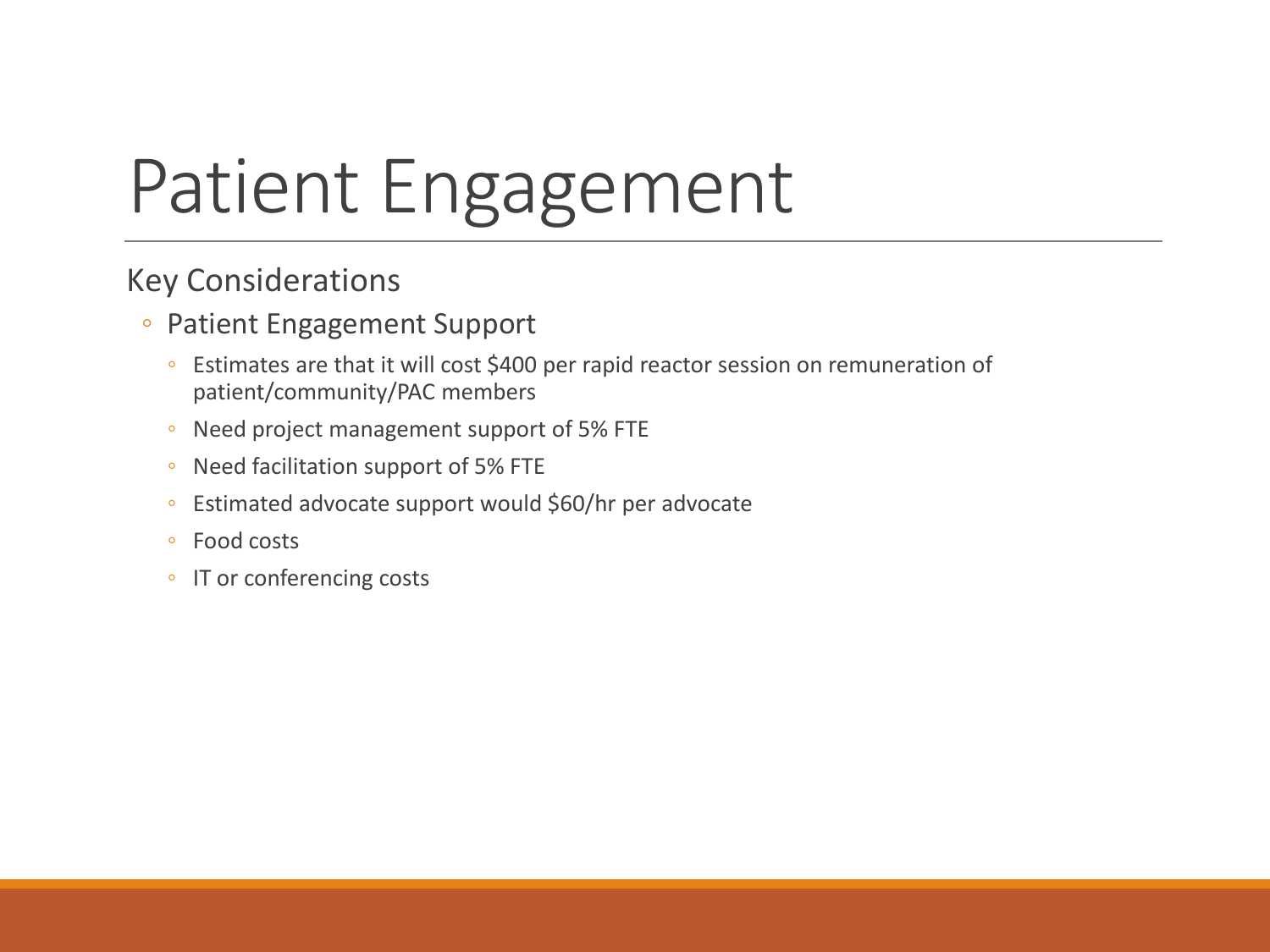# Patient Engagement

## Key Considerations

- Patient Engagement Support
  - Estimates are that it will cost $400 per rapid reactor session on remuneration of patient/community/PAC members
  - Need project management support of 5% FTE
  - Need facilitation support of 5% FTE
  - Estimated advocate support would $60/hr per advocate
  - Food costs
  - IT or conferencing costs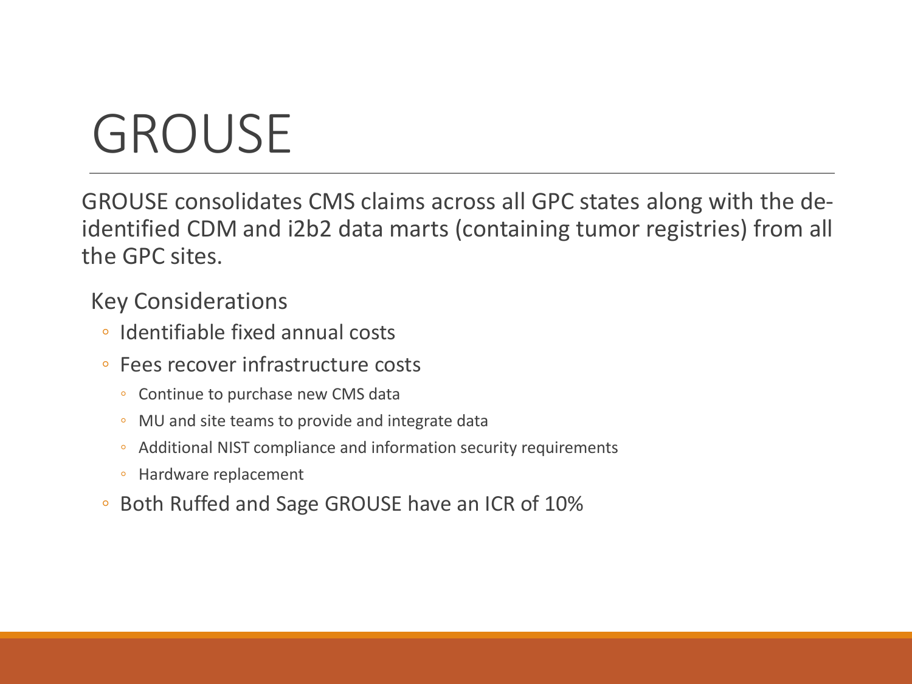# GROUSE

GROUSE consolidates CMS claims across all GPC states along with the de-identified CDM and i2b2 data marts (containing tumor registries) from all the GPC sites.

Key Considerations

- Identifiable fixed annual costs
- Fees recover infrastructure costs
  - Continue to purchase new CMS data
  - MU and site teams to provide and integrate data
  - Additional NIST compliance and information security requirements
  - Hardware replacement
- Both Ruffed and Sage GROUSE have an ICR of 10%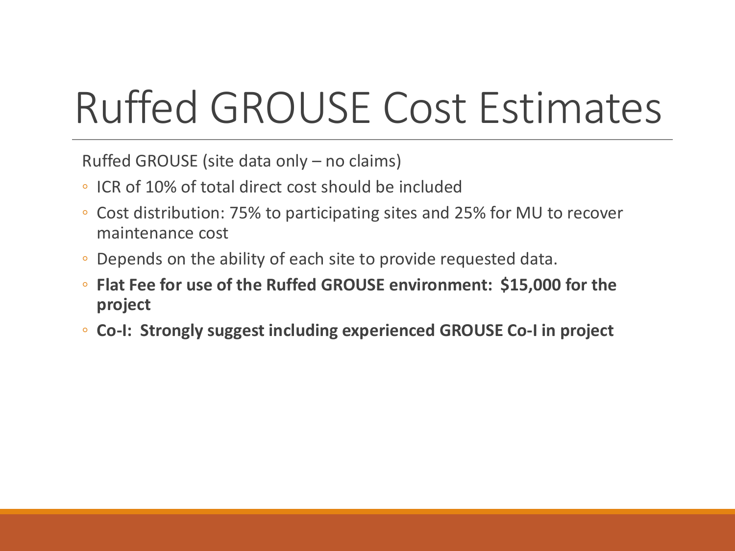# Ruffed GROUSE Cost Estimates

Ruffed GROUSE (site data only – no claims)

- ICR of 10% of total direct cost should be included
- Cost distribution: 75% to participating sites and 25% for MU to recover maintenance cost
- Depends on the ability of each site to provide requested data.
- **Flat Fee for use of the Ruffed GROUSE environment: $15,000 for the project**
- **Co-I: Strongly suggest including experienced GROUSE Co-I in project**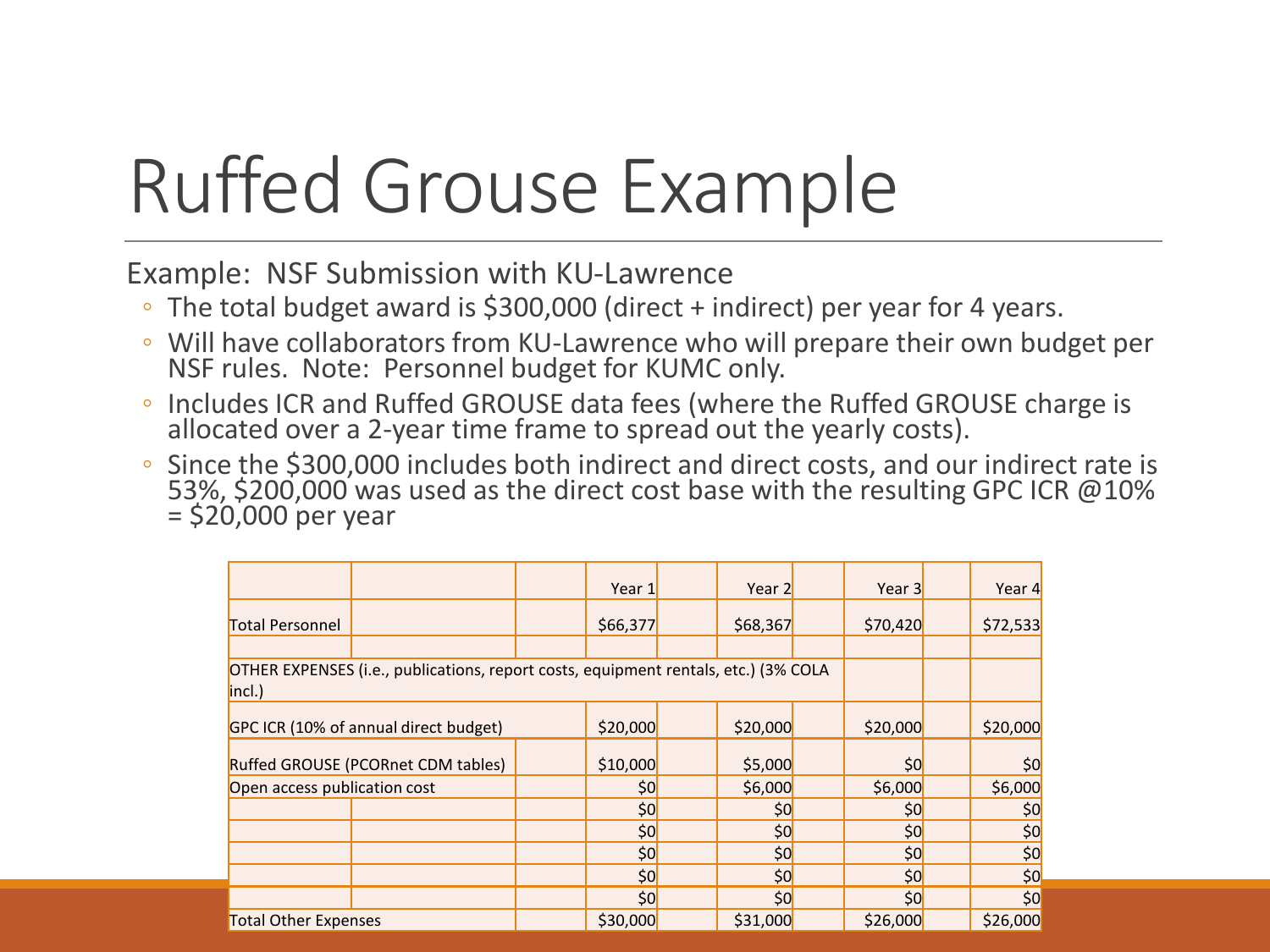# Ruffed Grouse Example

Example: NSF Submission with KU-Lawrence

- The total budget award is $300,000 (direct + indirect) per year for 4 years.
- Will have collaborators from KU-Lawrence who will prepare their own budget per NSF rules. Note: Personnel budget for KUMC only.
- Includes ICR and Ruffed GROUSE data fees (where the Ruffed GROUSE charge is allocated over a 2-year time frame to spread out the yearly costs).
- Since the $300,000 includes both indirect and direct costs, and our indirect rate is 53%, $200,000 was used as the direct cost base with the resulting GPC ICR @10% = $20,000 per year

| | | | Year 1 | | Year 2 | | Year 3 | | Year 4 |
|---|---|---|---|---|---|---|---|---|---|
| Total Personnel | | | $66,377 | | $68,367 | | $70,420 | | $72,533 |
| | | | | | | | | | |
| OTHER EXPENSES (i.e., publications, report costs, equipment rentals, etc.) (3% COLA incl.) | | | | | | | | | |
| GPC ICR (10% of annual direct budget) | | | $20,000 | | $20,000 | | $20,000 | | $20,000 |
| Ruffed GROUSE (PCORnet CDM tables) | | | $10,000 | | $5,000 | | $0 | | $0 |
| Open access publication cost | | | $0 | | $6,000 | | $6,000 | | $6,000 |
| | | | $0 | | $0 | | $0 | | $0 |
| | | | $0 | | $0 | | $0 | | $0 |
| | | | $0 | | $0 | | $0 | | $0 |
| | | | $0 | | $0 | | $0 | | $0 |
| | | | $0 | | $0 | | $0 | | $0 |
| Total Other Expenses | | | $30,000 | | $31,000 | | $26,000 | | $26,000 |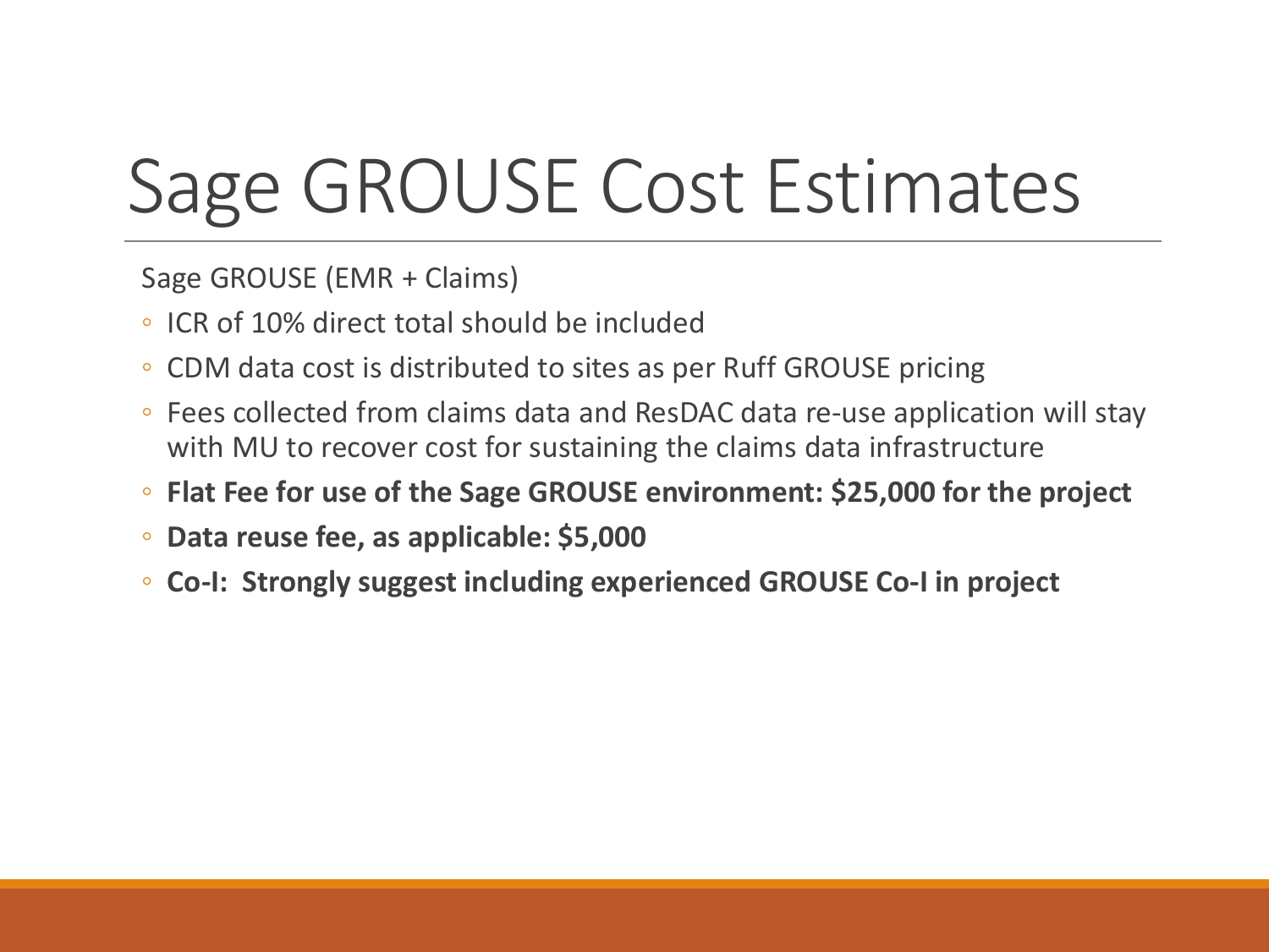# Sage GROUSE Cost Estimates

Sage GROUSE (EMR + Claims)

- ICR of 10% direct total should be included
- CDM data cost is distributed to sites as per Ruff GROUSE pricing
- Fees collected from claims data and ResDAC data re-use application will stay with MU to recover cost for sustaining the claims data infrastructure
- **Flat Fee for use of the Sage GROUSE environment: $25,000 for the project**
- **Data reuse fee, as applicable: $5,000**
- **Co-I: Strongly suggest including experienced GROUSE Co-I in project**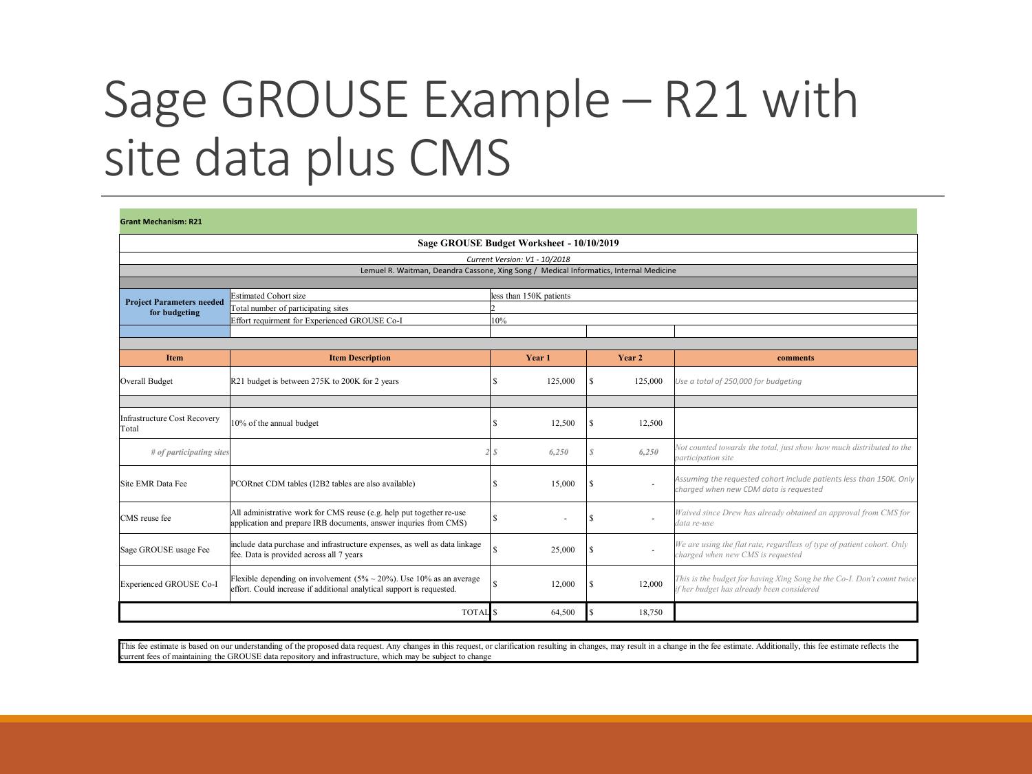# Sage GROUSE Example – R21 with site data plus CMS

**Grant Mechanism: R21**

**Sage GROUSE Budget Worksheet - 10/10/2019**

*Current Version: V1 - 10/2018*

Lemuel R. Waitman, Deandra Cassone, Xing Song / Medical Informatics, Internal Medicine

| **Project Parameters needed for budgeting** | | |
|---|---|---|
| | Estimated Cohort size | less than 150K patients |
| | Total number of participating sites | 2 |
| | Effort requirment for Experienced GROUSE Co-I | 10% |

| **Item** | **Item Description** | **Year 1** | **Year 2** | **comments** |
|---|---|---|---|---|
| Overall Budget | R21 budget is between 275K to 200K for 2 years | $ 125,000 | $ 125,000 | *Use a total of 250,000 for budgeting* |
| | | | | |
| Infrastructure Cost Recovery Total | 10% of the annual budget | $ 12,500 | $ 12,500 | |
| *# of participating sites* | *2* | *$ 6,250* | *$ 6,250* | *Not counted towards the total, just show how much distributed to the participation site* |
| Site EMR Data Fee | PCORnet CDM tables (I2B2 tables are also available) | $ 15,000 | $ - | *Assuming the requested cohort include patients less than 150K. Only charged when new CDM data is requested* |
| CMS reuse fee | All administrative work for CMS reuse (e.g. help put together re-use application and prepare IRB documents, answer inquries from CMS) | $ - | $ - | *Waived since Drew has already obtained an approval from CMS for data re-use* |
| Sage GROUSE usage Fee | include data purchase and infrastructure expenses, as well as data linkage fee. Data is provided across all 7 years | $ 25,000 | $ - | *We are using the flat rate, regardless of type of patient cohort. Only charged when new CMS is requested* |
| Experienced GROUSE Co-I | Flexible depending on involvement (5% ~ 20%). Use 10% as an average effort. Could increase if additional analytical support is requested. | $ 12,000 | $ 12,000 | *This is the budget for having Xing Song be the Co-I. Don't count twice if her budget has already been considered* |
| | TOTAL | $ 64,500 | $ 18,750 | |

This fee estimate is based on our understanding of the proposed data request. Any changes in this request, or clarification resulting in changes, may result in a change in the fee estimate. Additionally, this fee estimate reflects the current fees of maintaining the GROUSE data repository and infrastructure, which may be subject to change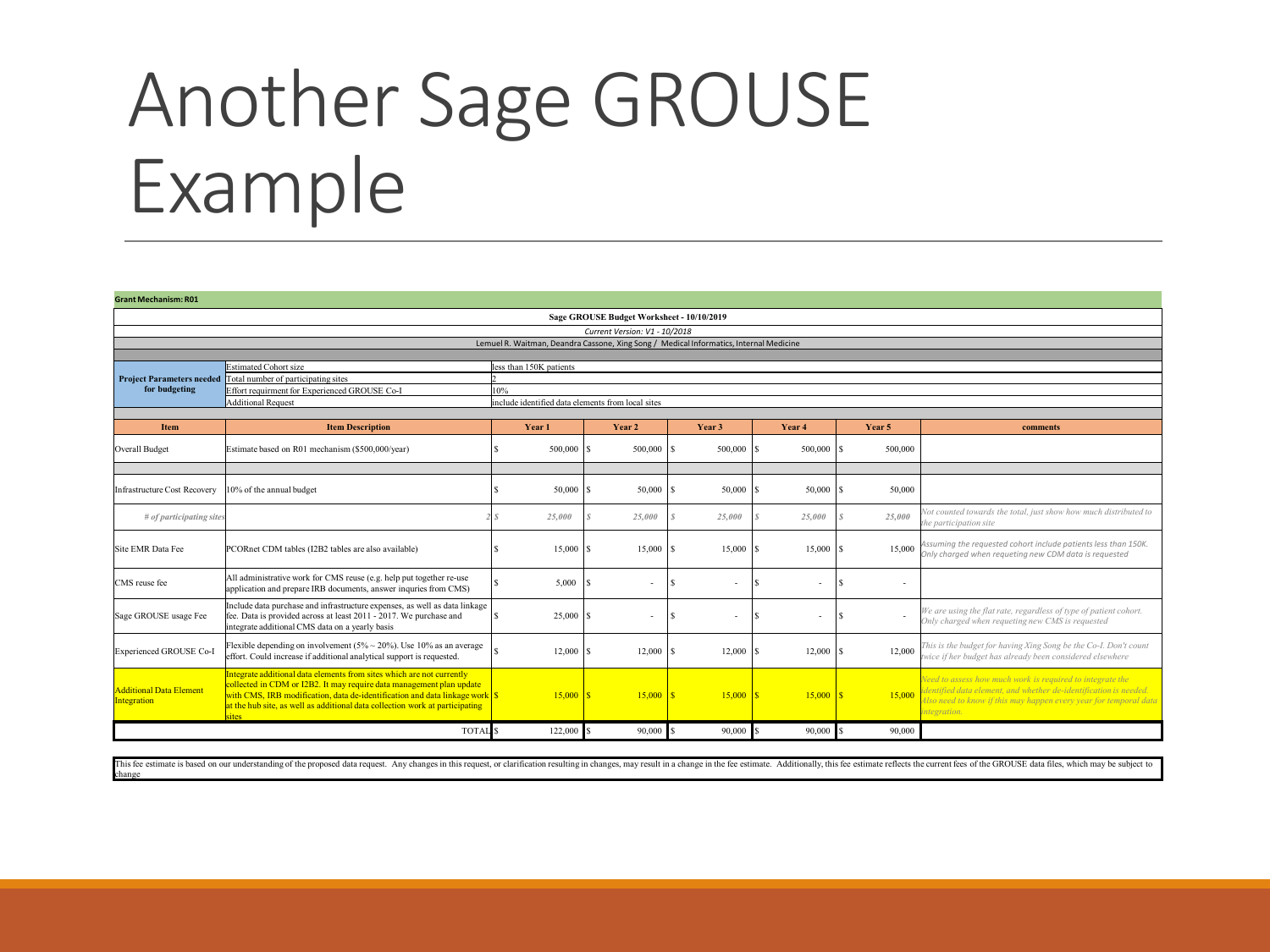# Another Sage GROUSE Example

**Grant Mechanism: R01**

**Sage GROUSE Budget Worksheet - 10/10/2019**

*Current Version: V1 - 10/2018*

Lemuel R. Waitman, Deandra Cassone, Xing Song / Medical Informatics, Internal Medicine

| | | |
|---|---|---|
| **Project Parameters needed for budgeting** | Estimated Cohort size | less than 150K patients |
| | Total number of participating sites | 2 |
| | Effort requirment for Experienced GROUSE Co-I | 10% |
| | Additional Request | include identified data elements from local sites |

| Item | Item Description | Year 1 | Year 2 | Year 3 | Year 4 | Year 5 | comments |
|---|---|---|---|---|---|---|---|
| Overall Budget | Estimate based on R01 mechanism ($500,000/year) | $ 500,000 | $ 500,000 | $ 500,000 | $ 500,000 | $ 500,000 | |
| | | | | | | | |
| Infrastructure Cost Recovery | 10% of the annual budget | $ 50,000 | $ 50,000 | $ 50,000 | $ 50,000 | $ 50,000 | |
| *# of participating sites* | 2 | *$ 25,000* | *$ 25,000* | *$ 25,000* | *$ 25,000* | *$ 25,000* | *Not counted towards the total, just show how much distributed to the participation site* |
| Site EMR Data Fee | PCORnet CDM tables (I2B2 tables are also available) | $ 15,000 | $ 15,000 | $ 15,000 | $ 15,000 | $ 15,000 | *Assuming the requested cohort include patients less than 150K. Only charged when requeting new CDM data is requested* |
| CMS reuse fee | All administrative work for CMS reuse (e.g. help put together re-use application and prepare IRB documents, answer inquries from CMS) | $ 5,000 | $ - | $ - | $ - | $ - | |
| Sage GROUSE usage Fee | Include data purchase and infrastructure expenses, as well as data linkage fee. Data is provided across at least 2011 - 2017. We purchase and integrate additional CMS data on a yearly basis | $ 25,000 | $ - | $ - | $ - | $ - | *We are using the flat rate, regardless of type of patient cohort. Only charged when requeting new CMS is requested* |
| Experienced GROUSE Co-I | Flexible depending on involvement (5% ~ 20%). Use 10% as an average effort. Could increase if additional analytical support is requested. | $ 12,000 | $ 12,000 | $ 12,000 | $ 12,000 | $ 12,000 | *This is the budget for having Xing Song be the Co-I. Don't count twice if her budget has already been considered elsewhere* |
| Additional Data Element Integration | Integrate additional data elements from sites which are not currently collected in CDM or I2B2. It may require data management plan update with CMS, IRB modification, data de-identification and data linkage work at the hub site, as well as additional data collection work at participating sites | $ 15,000 | $ 15,000 | $ 15,000 | $ 15,000 | $ 15,000 | *Need to assess how much work is required to integrate the identified data element, and whether de-identification is needed. Also need to know if this may happen every year for temporal data integration.* |
| | TOTAL | $ 122,000 | $ 90,000 | $ 90,000 | $ 90,000 | $ 90,000 | |

This fee estimate is based on our understanding of the proposed data request. Any changes in this request, or clarification resulting in changes, may result in a change in the fee estimate. Additionally, this fee estimate reflects the current fees of the GROUSE data files, which may be subject to change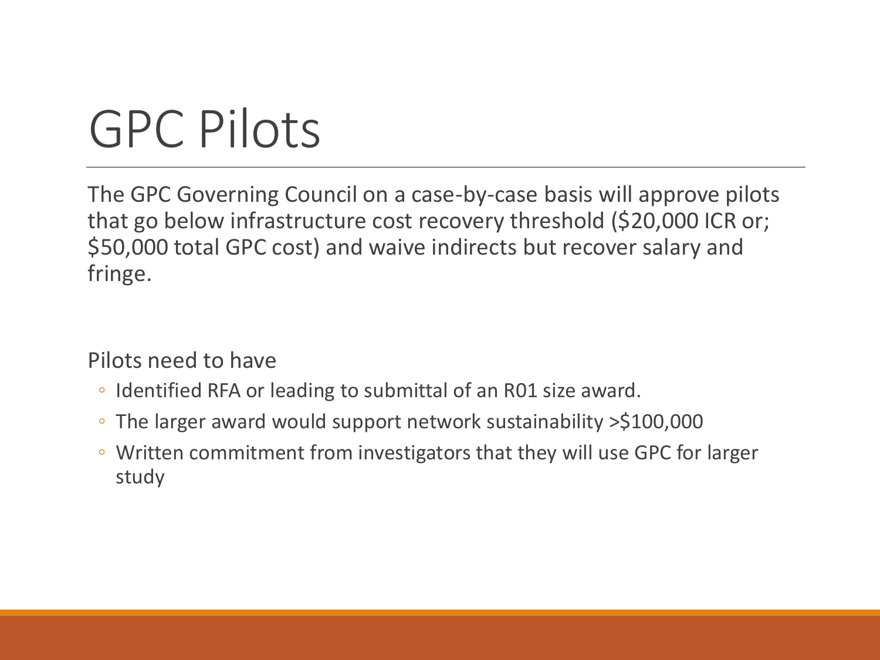# GPC Pilots

The GPC Governing Council on a case-by-case basis will approve pilots that go below infrastructure cost recovery threshold ($20,000 ICR or; $50,000 total GPC cost) and waive indirects but recover salary and fringe.

Pilots need to have

- Identified RFA or leading to submittal of an R01 size award.
- The larger award would support network sustainability >$100,000
- Written commitment from investigators that they will use GPC for larger study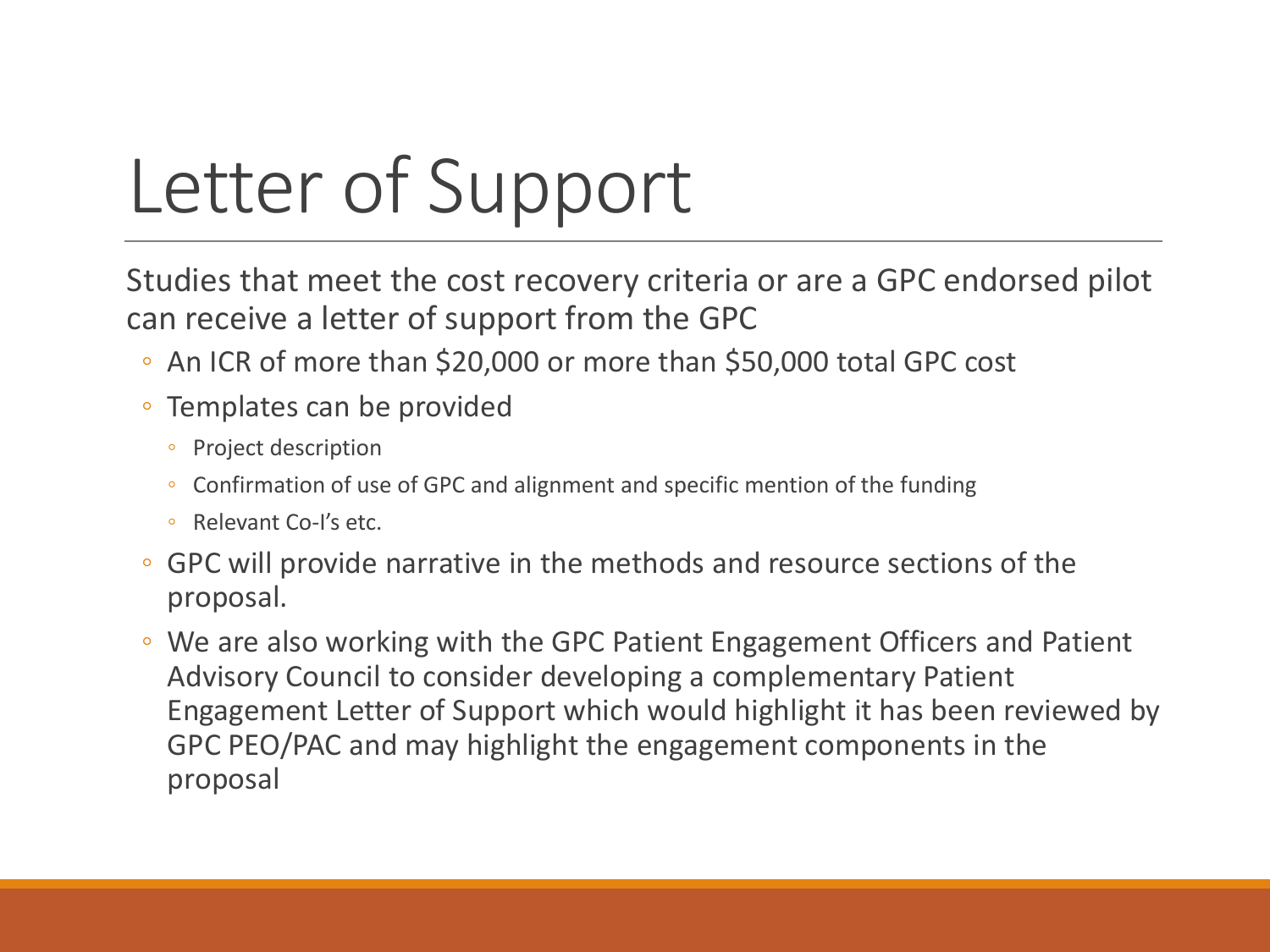# Letter of Support

Studies that meet the cost recovery criteria or are a GPC endorsed pilot can receive a letter of support from the GPC

- An ICR of more than $20,000 or more than $50,000 total GPC cost
- Templates can be provided
  - Project description
  - Confirmation of use of GPC and alignment and specific mention of the funding
  - Relevant Co-I's etc.
- GPC will provide narrative in the methods and resource sections of the proposal.
- We are also working with the GPC Patient Engagement Officers and Patient Advisory Council to consider developing a complementary Patient Engagement Letter of Support which would highlight it has been reviewed by GPC PEO/PAC and may highlight the engagement components in the proposal